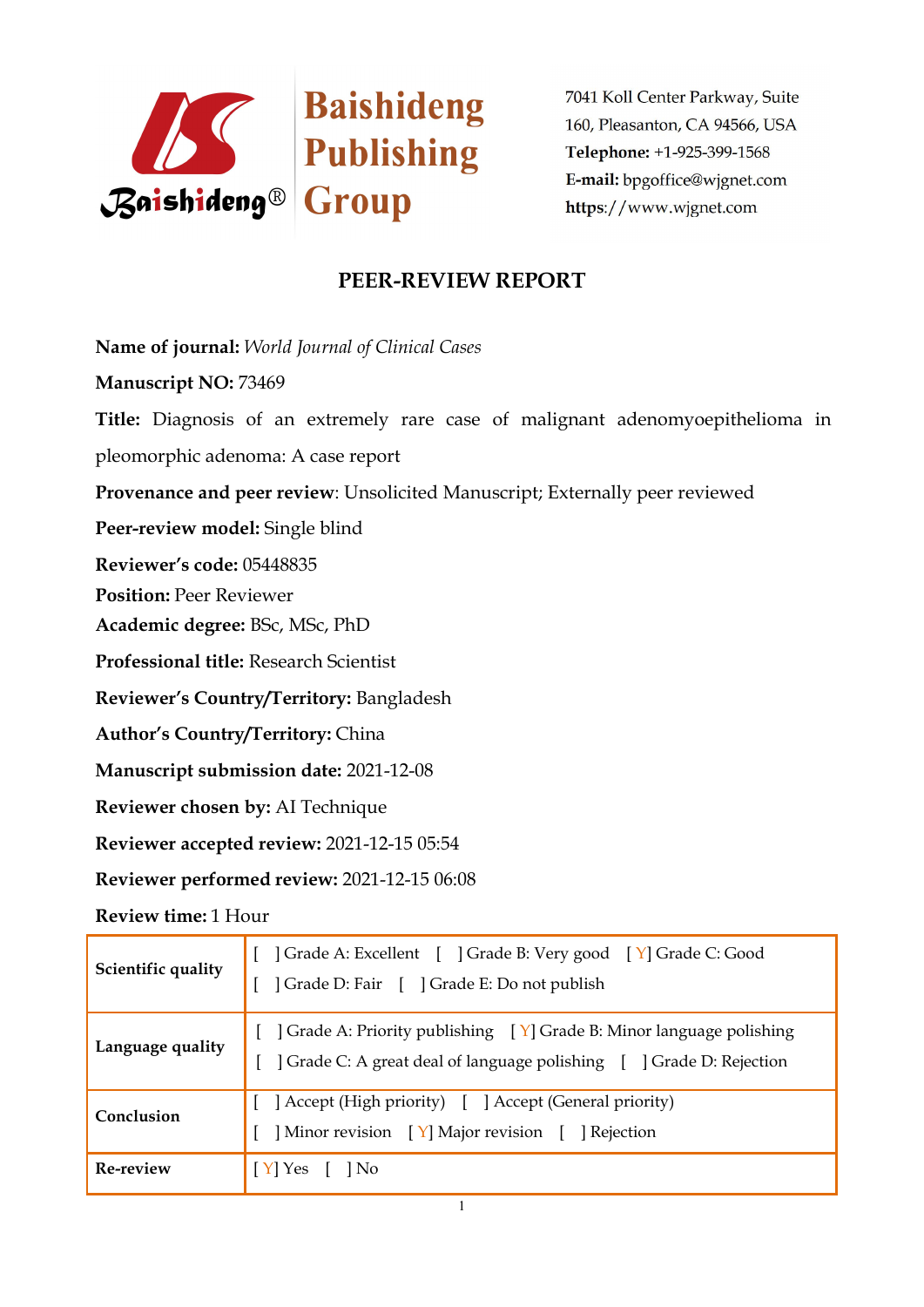Baishideng Publishing Group

7041 Koll Center Parkway, Suite 160, Pleasanton, CA 94566, USA
**Telephone:** +1-925-399-1568
**E-mail:** bpgoffice@wjgnet.com
**https**://www.wjgnet.com

# PEER-REVIEW REPORT

**Name of journal:** *World Journal of Clinical Cases*

**Manuscript NO:** 73469

**Title:** Diagnosis of an extremely rare case of malignant adenomyoepithelioma in pleomorphic adenoma: A case report

**Provenance and peer review**: Unsolicited Manuscript; Externally peer reviewed

**Peer-review model:** Single blind

**Reviewer's code:** 05448835

**Position:** Peer Reviewer

**Academic degree:** BSc, MSc, PhD

**Professional title:** Research Scientist

**Reviewer's Country/Territory:** Bangladesh

**Author's Country/Territory:** China

**Manuscript submission date:** 2021-12-08

**Reviewer chosen by:** AI Technique

**Reviewer accepted review:** 2021-12-15 05:54

**Reviewer performed review:** 2021-12-15 06:08

**Review time:** 1 Hour

| | |
|---|---|
| **Scientific quality** | [ ] Grade A: Excellent [ ] Grade B: Very good [ Y] Grade C: Good<br>[ ] Grade D: Fair [ ] Grade E: Do not publish |
| **Language quality** | [ ] Grade A: Priority publishing [ Y] Grade B: Minor language polishing<br>[ ] Grade C: A great deal of language polishing [ ] Grade D: Rejection |
| **Conclusion** | [ ] Accept (High priority) [ ] Accept (General priority)<br>[ ] Minor revision [ Y] Major revision [ ] Rejection |
| **Re-review** | [ Y] Yes [ ] No |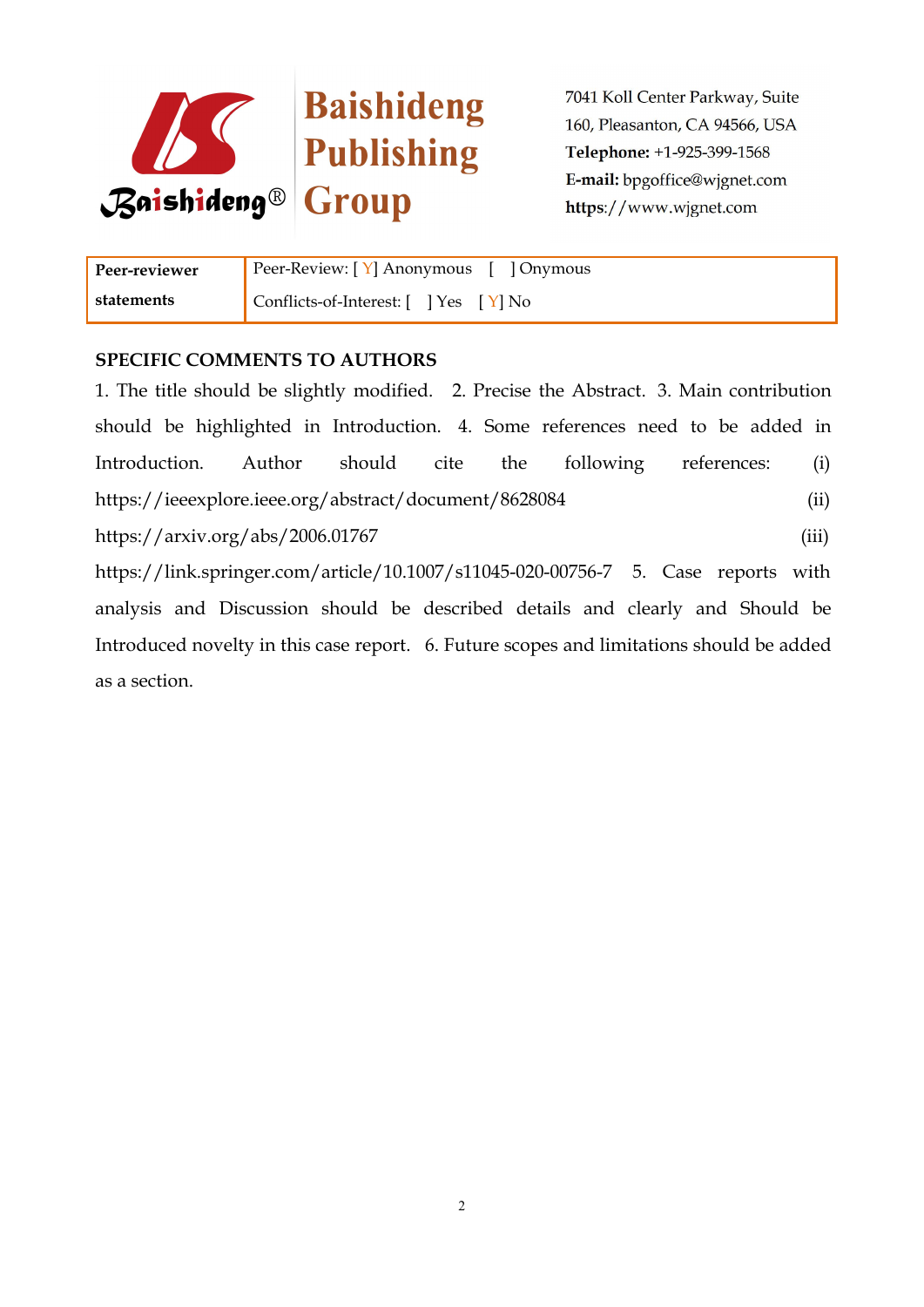Baishideng Publishing Group

7041 Koll Center Parkway, Suite 160, Pleasanton, CA 94566, USA
**Telephone:** +1-925-399-1568
**E-mail:** bpgoffice@wjgnet.com
**https**://www.wjgnet.com

| **Peer-reviewer statements** | Peer-Review: [ Y] Anonymous [ ] Onymous<br>Conflicts-of-Interest: [ ] Yes [ Y] No |
|---|---|

**SPECIFIC COMMENTS TO AUTHORS**

1. The title should be slightly modified. 2. Precise the Abstract. 3. Main contribution should be highlighted in Introduction. 4. Some references need to be added in Introduction. Author should cite the following references: (i) https://ieeexplore.ieee.org/abstract/document/8628084 (ii) https://arxiv.org/abs/2006.01767 (iii) https://link.springer.com/article/10.1007/s11045-020-00756-7 5. Case reports with analysis and Discussion should be described details and clearly and Should be Introduced novelty in this case report. 6. Future scopes and limitations should be added as a section.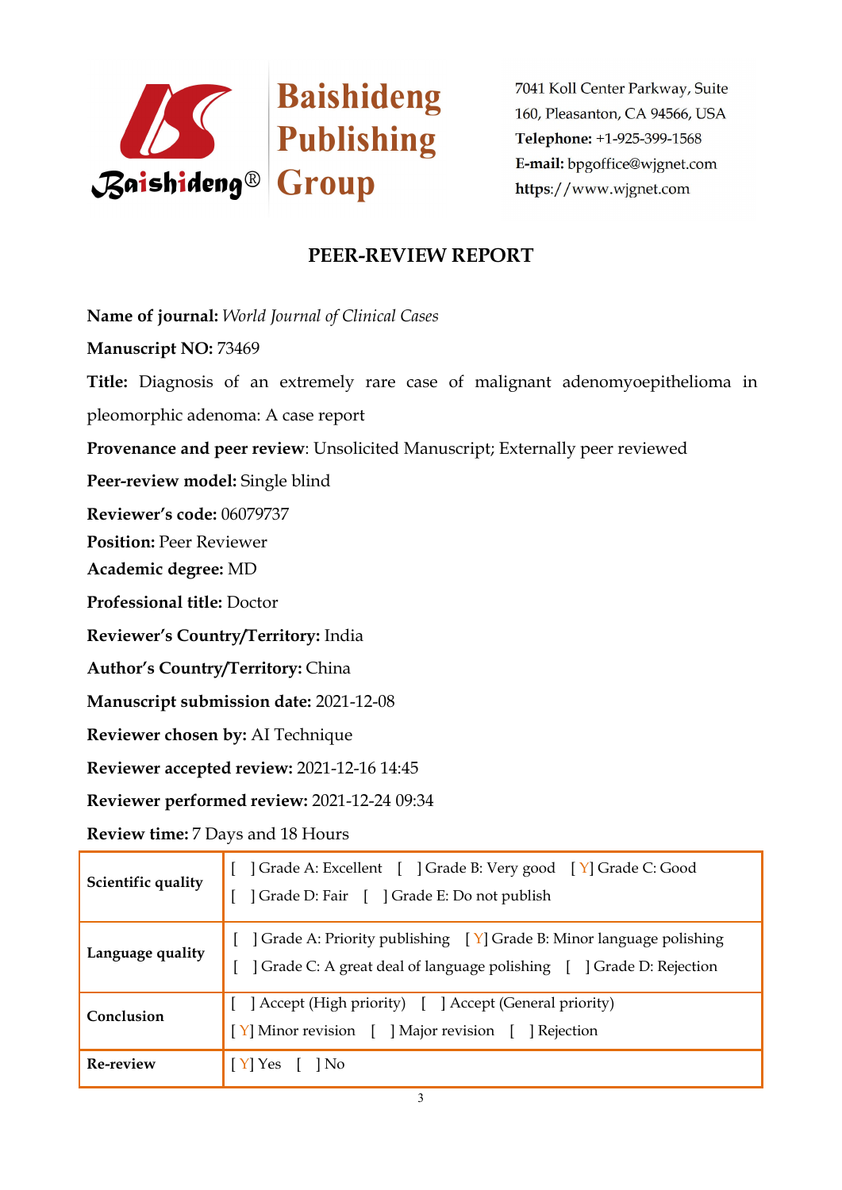Baishideng Publishing Group

7041 Koll Center Parkway, Suite 160, Pleasanton, CA 94566, USA
**Telephone:** +1-925-399-1568
**E-mail:** bpgoffice@wjgnet.com
https://www.wjgnet.com

## PEER-REVIEW REPORT

**Name of journal:** *World Journal of Clinical Cases*

**Manuscript NO:** 73469

**Title:** Diagnosis of an extremely rare case of malignant adenomyoepithelioma in pleomorphic adenoma: A case report

**Provenance and peer review**: Unsolicited Manuscript; Externally peer reviewed

**Peer-review model:** Single blind

**Reviewer's code:** 06079737

**Position:** Peer Reviewer

**Academic degree:** MD

**Professional title:** Doctor

**Reviewer's Country/Territory:** India

**Author's Country/Territory:** China

**Manuscript submission date:** 2021-12-08

**Reviewer chosen by:** AI Technique

**Reviewer accepted review:** 2021-12-16 14:45

**Reviewer performed review:** 2021-12-24 09:34

**Review time:** 7 Days and 18 Hours

| | |
|---|---|
| **Scientific quality** | [ ] Grade A: Excellent [ ] Grade B: Very good [ Y] Grade C: Good<br>[ ] Grade D: Fair [ ] Grade E: Do not publish |
| **Language quality** | [ ] Grade A: Priority publishing [ Y] Grade B: Minor language polishing<br>[ ] Grade C: A great deal of language polishing [ ] Grade D: Rejection |
| **Conclusion** | [ ] Accept (High priority) [ ] Accept (General priority)<br>[ Y] Minor revision [ ] Major revision [ ] Rejection |
| **Re-review** | [ Y] Yes [ ] No |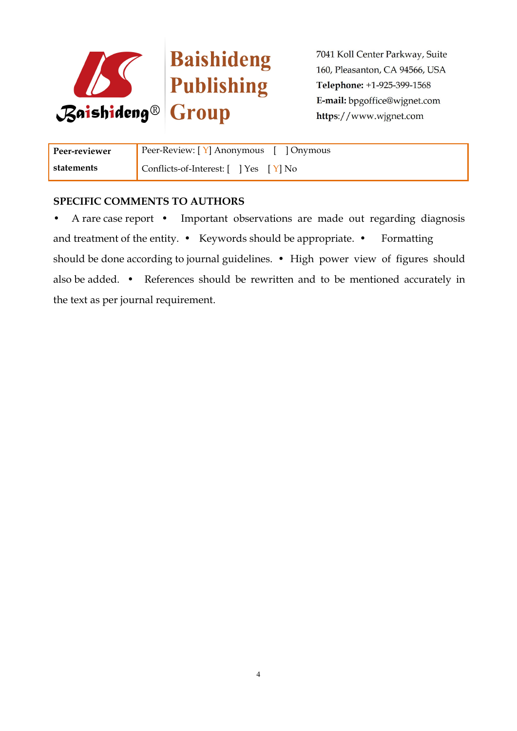| Peer-reviewer statements | Peer-Review: [ Y] Anonymous [ ] Onymous<br>Conflicts-of-Interest: [ ] Yes [ Y] No |
|---|---|

**SPECIFIC COMMENTS TO AUTHORS**

• A rare case report • Important observations are made out regarding diagnosis and treatment of the entity. • Keywords should be appropriate. • Formatting should be done according to journal guidelines. • High power view of figures should also be added. • References should be rewritten and to be mentioned accurately in the text as per journal requirement.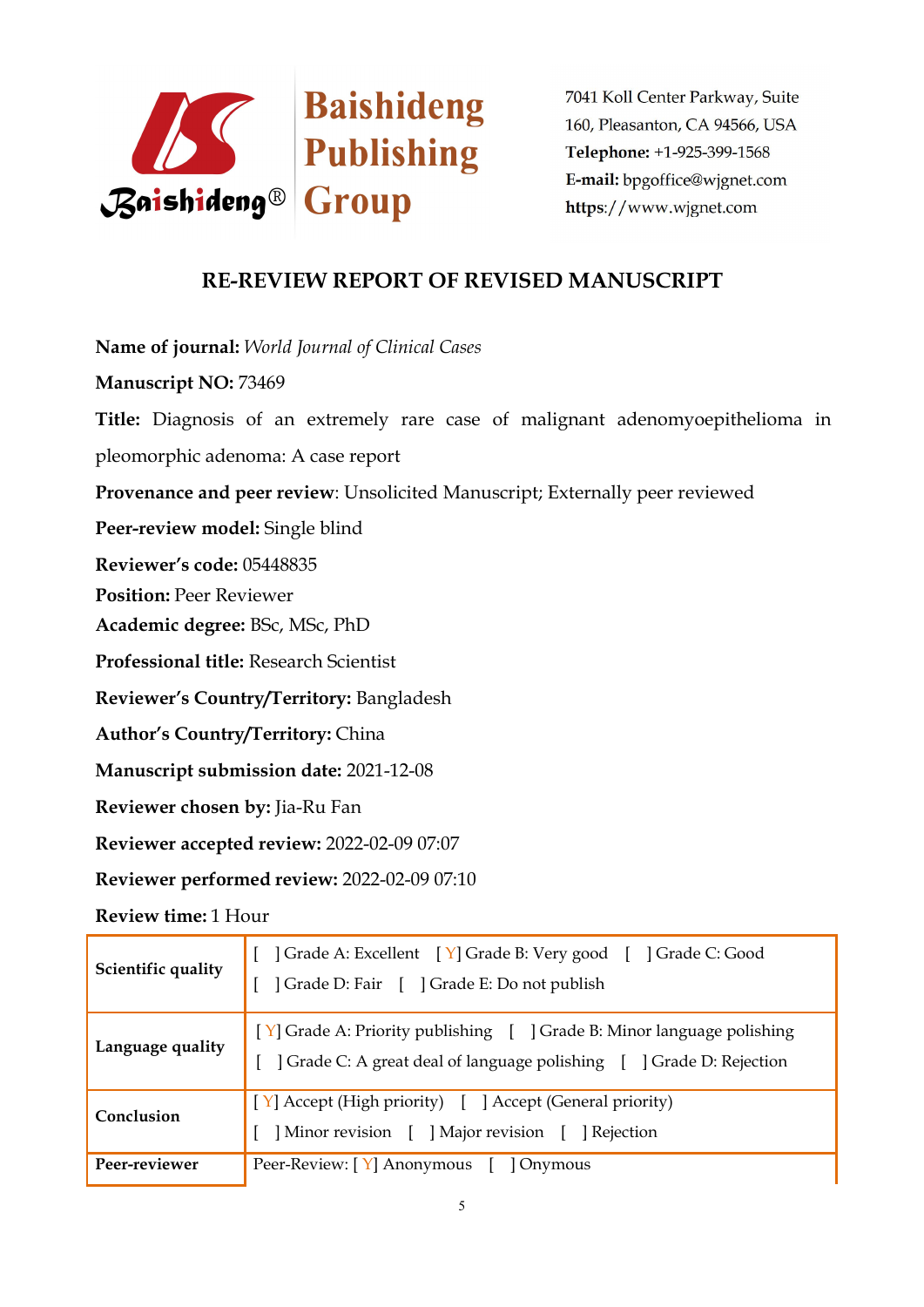Baishideng Publishing Group

7041 Koll Center Parkway, Suite 160, Pleasanton, CA 94566, USA
**Telephone:** +1-925-399-1568
**E-mail:** bpgoffice@wjgnet.com
**https**://www.wjgnet.com

# RE-REVIEW REPORT OF REVISED MANUSCRIPT

**Name of journal:** *World Journal of Clinical Cases*

**Manuscript NO:** 73469

**Title:** Diagnosis of an extremely rare case of malignant adenomyoepithelioma in pleomorphic adenoma: A case report

**Provenance and peer review**: Unsolicited Manuscript; Externally peer reviewed

**Peer-review model:** Single blind

**Reviewer's code:** 05448835

**Position:** Peer Reviewer

**Academic degree:** BSc, MSc, PhD

**Professional title:** Research Scientist

**Reviewer's Country/Territory:** Bangladesh

**Author's Country/Territory:** China

**Manuscript submission date:** 2021-12-08

**Reviewer chosen by:** Jia-Ru Fan

**Reviewer accepted review:** 2022-02-09 07:07

**Reviewer performed review:** 2022-02-09 07:10

**Review time:** 1 Hour

| | |
|---|---|
| **Scientific quality** | [ ] Grade A: Excellent [ Y] Grade B: Very good [ ] Grade C: Good<br>[ ] Grade D: Fair [ ] Grade E: Do not publish |
| **Language quality** | [ Y] Grade A: Priority publishing [ ] Grade B: Minor language polishing<br>[ ] Grade C: A great deal of language polishing [ ] Grade D: Rejection |
| **Conclusion** | [ Y] Accept (High priority) [ ] Accept (General priority)<br>[ ] Minor revision [ ] Major revision [ ] Rejection |
| **Peer-reviewer** | Peer-Review: [ Y] Anonymous [ ] Onymous |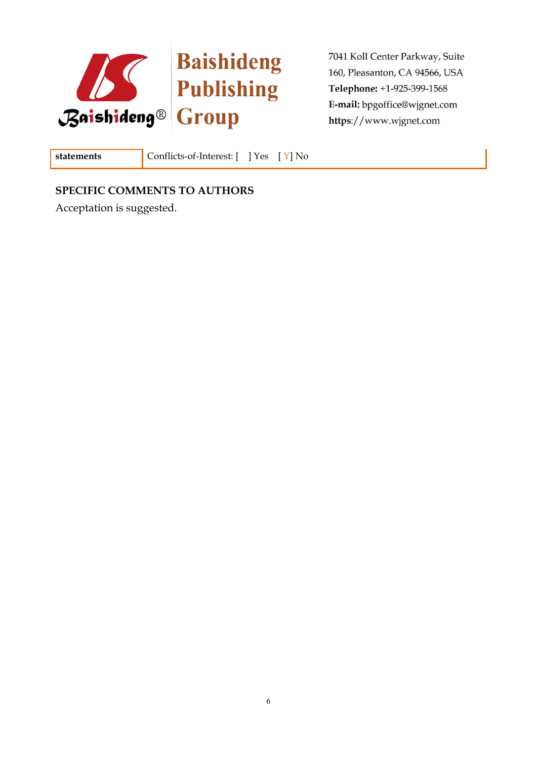| | |
|---|---|
| **statements** | Conflicts-of-Interest: [ ] Yes [Y] No |

**SPECIFIC COMMENTS TO AUTHORS**

Acceptation is suggested.